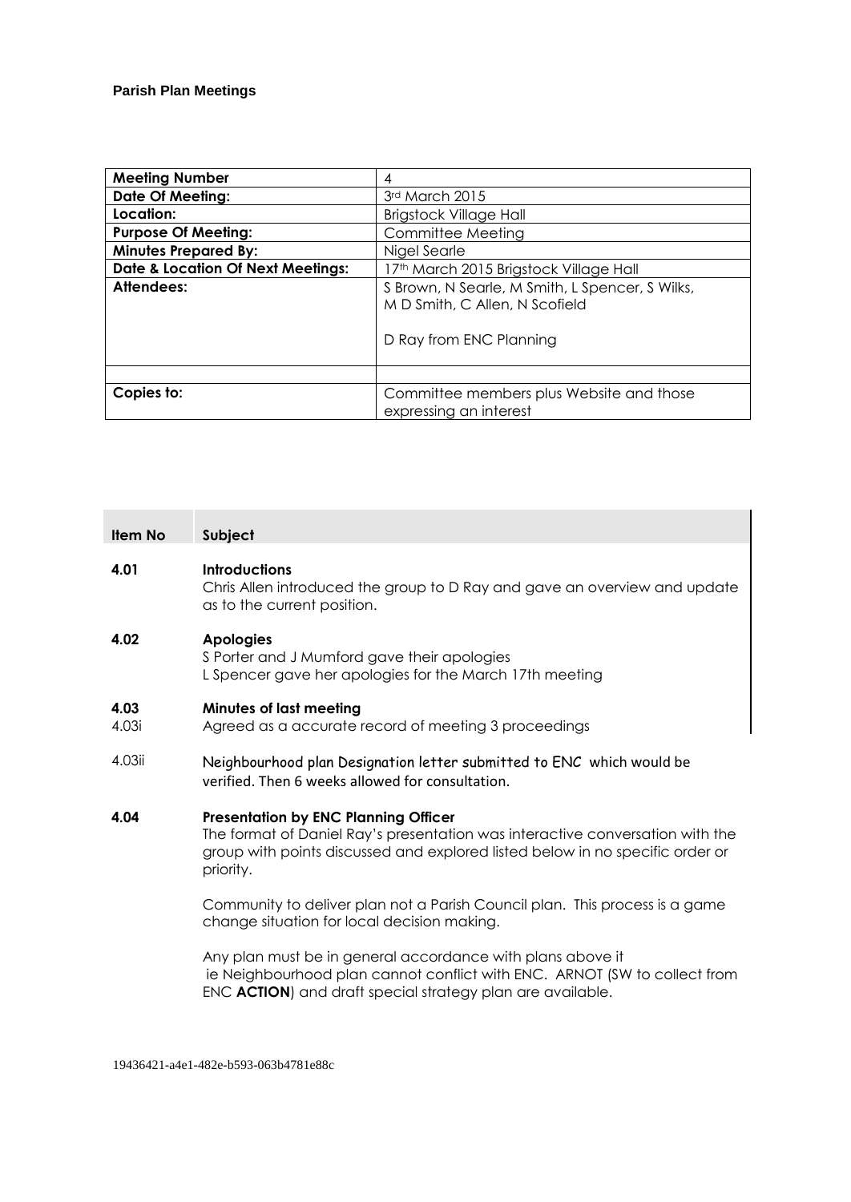**Parish Plan Meetings**

| | |
|---|---|
| **Meeting Number** | 4 |
| **Date Of Meeting:** | 3rd March 2015 |
| **Location:** | Brigstock Village Hall |
| **Purpose Of Meeting:** | Committee Meeting |
| **Minutes Prepared By:** | Nigel Searle |
| **Date & Location Of Next Meetings:** | 17th March 2015 Brigstock Village Hall |
| **Attendees:** | S Brown, N Searle, M Smith, L Spencer, S Wilks, M D Smith, C Allen, N Scofield<br><br>D Ray from ENC Planning |
| | |
| **Copies to:** | Committee members plus Website and those expressing an interest |

| Item No | Subject |
|---|---|
| **4.01** | **Introductions**<br>Chris Allen introduced the group to D Ray and gave an overview and update as to the current position. |
| **4.02** | **Apologies**<br>S Porter and J Mumford gave their apologies<br>L Spencer gave her apologies for the March 17th meeting |
| **4.03**<br>4.03i | **Minutes of last meeting**<br>Agreed as a accurate record of meeting 3 proceedings |
| 4.03ii | Neighbourhood plan Designation letter submitted to ENC which would be verified. Then 6 weeks allowed for consultation. |
| **4.04** | **Presentation by ENC Planning Officer**<br>The format of Daniel Ray's presentation was interactive conversation with the group with points discussed and explored listed below in no specific order or priority.<br><br>Community to deliver plan not a Parish Council plan. This process is a game change situation for local decision making.<br><br>Any plan must be in general accordance with plans above it ie Neighbourhood plan cannot conflict with ENC. ARNOT (SW to collect from ENC **ACTION**) and draft special strategy plan are available. |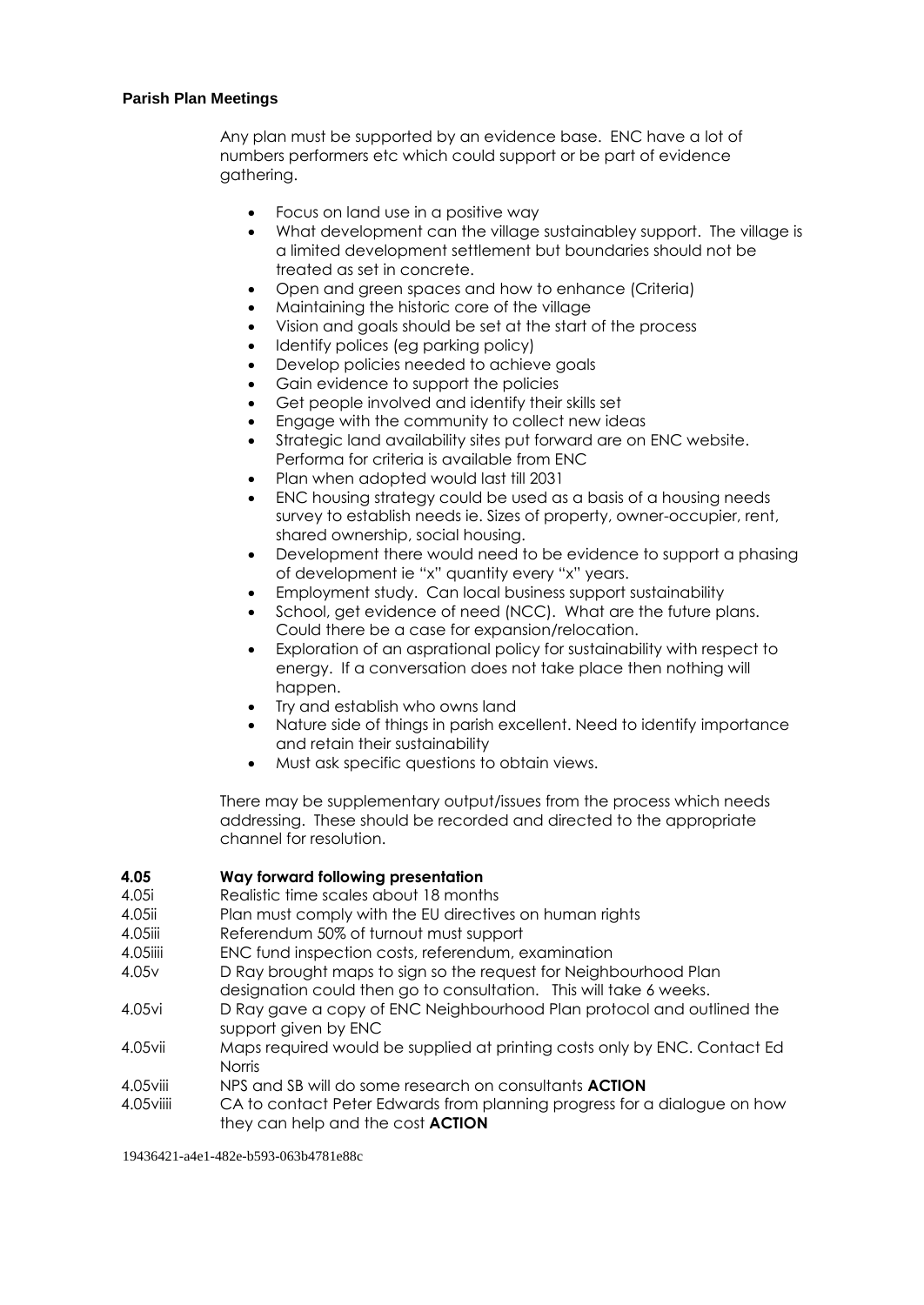**Parish Plan Meetings**

Any plan must be supported by an evidence base. ENC have a lot of numbers performers etc which could support or be part of evidence gathering.

- Focus on land use in a positive way
- What development can the village sustainabley support. The village is a limited development settlement but boundaries should not be treated as set in concrete.
- Open and green spaces and how to enhance (Criteria)
- Maintaining the historic core of the village
- Vision and goals should be set at the start of the process
- Identify polices (eg parking policy)
- Develop policies needed to achieve goals
- Gain evidence to support the policies
- Get people involved and identify their skills set
- Engage with the community to collect new ideas
- Strategic land availability sites put forward are on ENC website. Performa for criteria is available from ENC
- Plan when adopted would last till 2031
- ENC housing strategy could be used as a basis of a housing needs survey to establish needs ie. Sizes of property, owner-occupier, rent, shared ownership, social housing.
- Development there would need to be evidence to support a phasing of development ie "x" quantity every "x" years.
- Employment study. Can local business support sustainability
- School, get evidence of need (NCC). What are the future plans. Could there be a case for expansion/relocation.
- Exploration of an asprational policy for sustainability with respect to energy. If a conversation does not take place then nothing will happen.
- Try and establish who owns land
- Nature side of things in parish excellent. Need to identify importance and retain their sustainability
- Must ask specific questions to obtain views.

There may be supplementary output/issues from the process which needs addressing. These should be recorded and directed to the appropriate channel for resolution.

**4.05 Way forward following presentation**

4.05i Realistic time scales about 18 months

4.05ii Plan must comply with the EU directives on human rights

4.05iii Referendum 50% of turnout must support

4.05iiii ENC fund inspection costs, referendum, examination

4.05v D Ray brought maps to sign so the request for Neighbourhood Plan designation could then go to consultation. This will take 6 weeks.

4.05vi D Ray gave a copy of ENC Neighbourhood Plan protocol and outlined the support given by ENC

4.05vii Maps required would be supplied at printing costs only by ENC. Contact Ed Norris

4.05viii NPS and SB will do some research on consultants **ACTION**

4.05viiii CA to contact Peter Edwards from planning progress for a dialogue on how they can help and the cost **ACTION**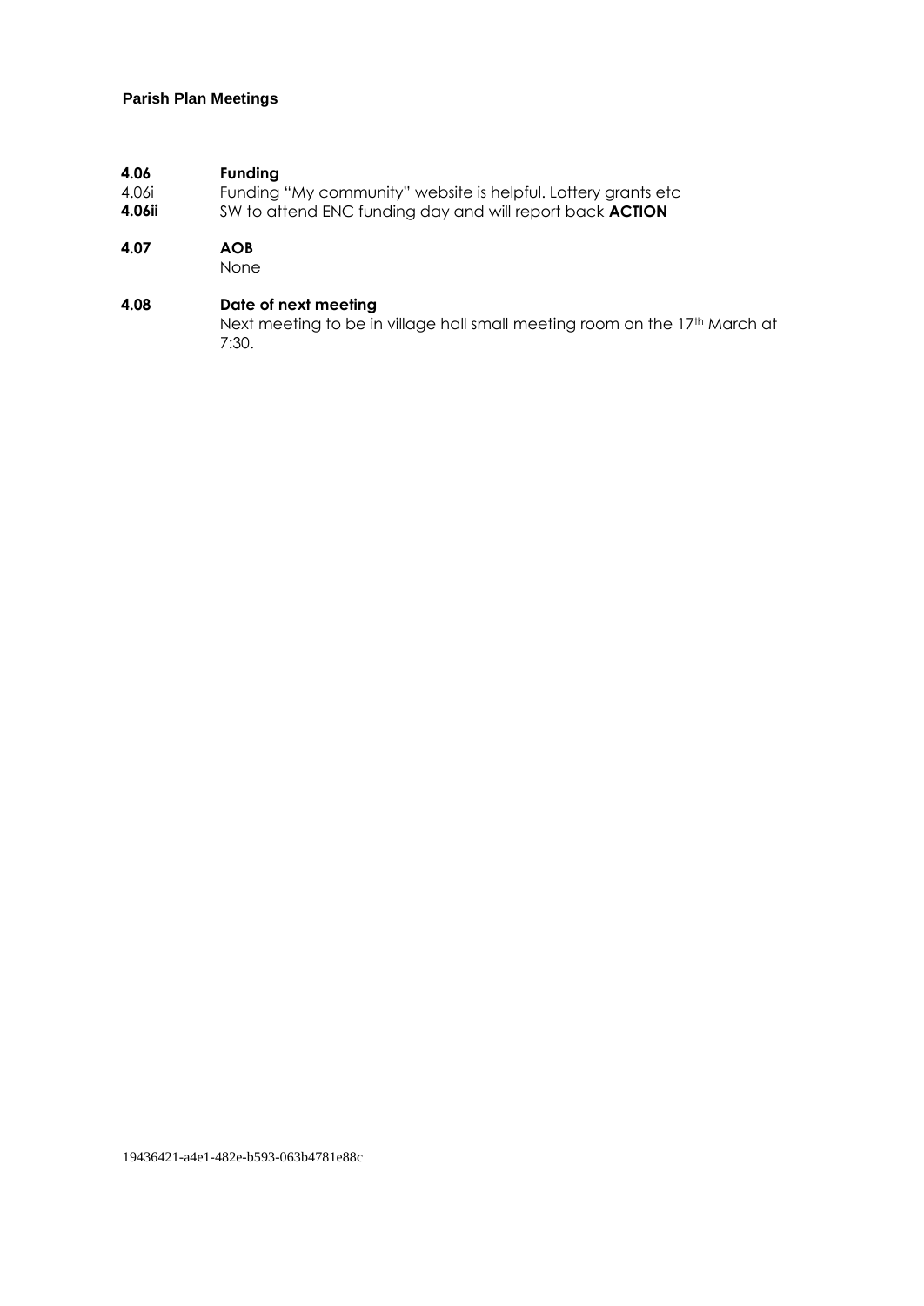**Parish Plan Meetings**

**4.06 Funding**

4.06i Funding "My community" website is helpful. Lottery grants etc

**4.06ii** SW to attend ENC funding day and will report back **ACTION**

**4.07 AOB**

None

**4.08 Date of next meeting**

Next meeting to be in village hall small meeting room on the 17th March at 7:30.

19436421-a4e1-482e-b593-063b4781e88c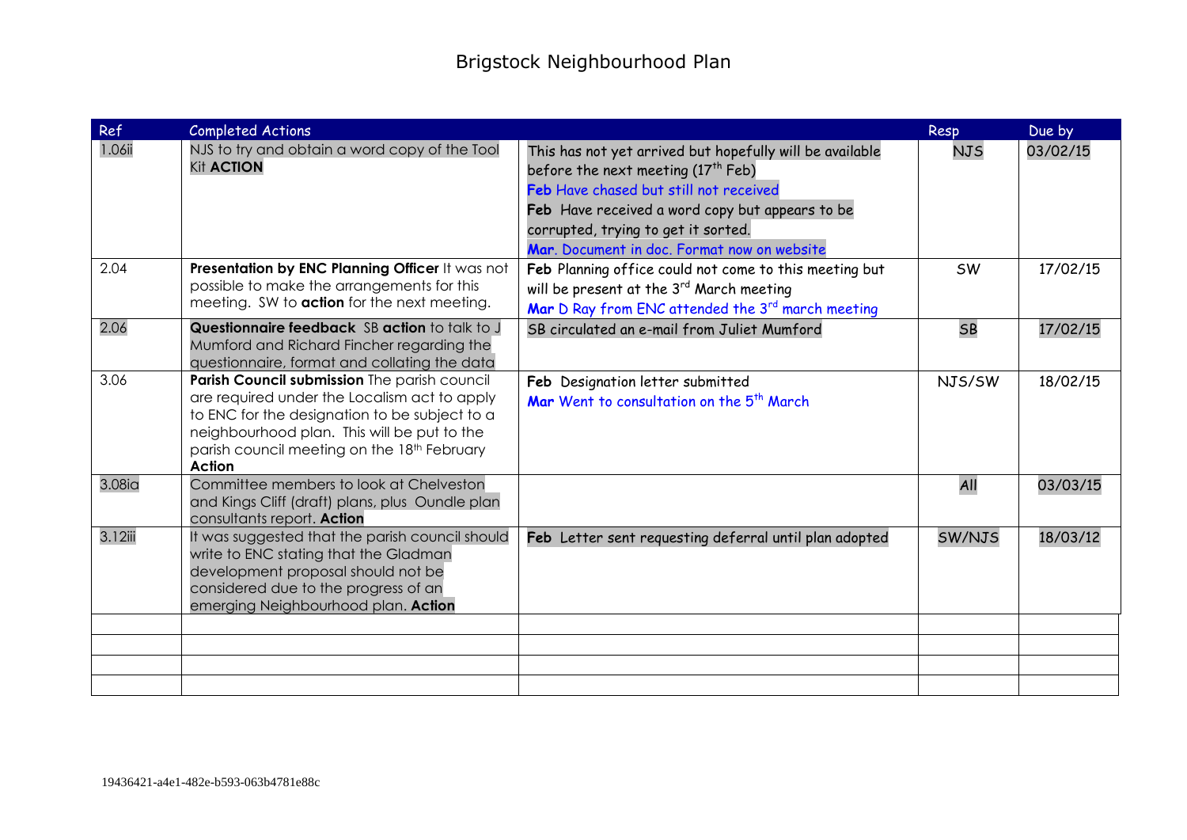# Brigstock Neighbourhood Plan

| Ref | Completed Actions | | Resp | Due by |
|---|---|---|---|---|
| 1.06ii | NJS to try and obtain a word copy of the Tool Kit **ACTION** | This has not yet arrived but hopefully will be available before the next meeting (17th Feb)<br>**Feb** Have chased but still not received<br>**Feb** Have received a word copy but appears to be corrupted, trying to get it sorted.<br>**Mar**. Document in doc. Format now on website | NJS | 03/02/15 |
| 2.04 | **Presentation by ENC Planning Officer** It was not possible to make the arrangements for this meeting. SW to **action** for the next meeting. | **Feb** Planning office could not come to this meeting but will be present at the 3rd March meeting<br>**Mar** D Ray from ENC attended the 3rd march meeting | SW | 17/02/15 |
| 2.06 | **Questionnaire feedback** SB **action** to talk to J Mumford and Richard Fincher regarding the questionnaire, format and collating the data | SB circulated an e-mail from Juliet Mumford | SB | 17/02/15 |
| 3.06 | **Parish Council submission** The parish council are required under the Localism act to apply to ENC for the designation to be subject to a neighbourhood plan. This will be put to the parish council meeting on the 18th February **Action** | **Feb** Designation letter submitted<br>**Mar** Went to consultation on the 5th March | NJS/SW | 18/02/15 |
| 3.08ia | Committee members to look at Chelveston and Kings Cliff (draft) plans, plus Oundle plan consultants report. **Action** | | All | 03/03/15 |
| 3.12iii | It was suggested that the parish council should write to ENC stating that the Gladman development proposal should not be considered due to the progress of an emerging Neighbourhood plan. **Action** | **Feb** Letter sent requesting deferral until plan adopted | SW/NJS | 18/03/12 |
| | | | | |
| | | | | |
| | | | | |
| | | | | |

19436421-a4e1-482e-b593-063b4781e88c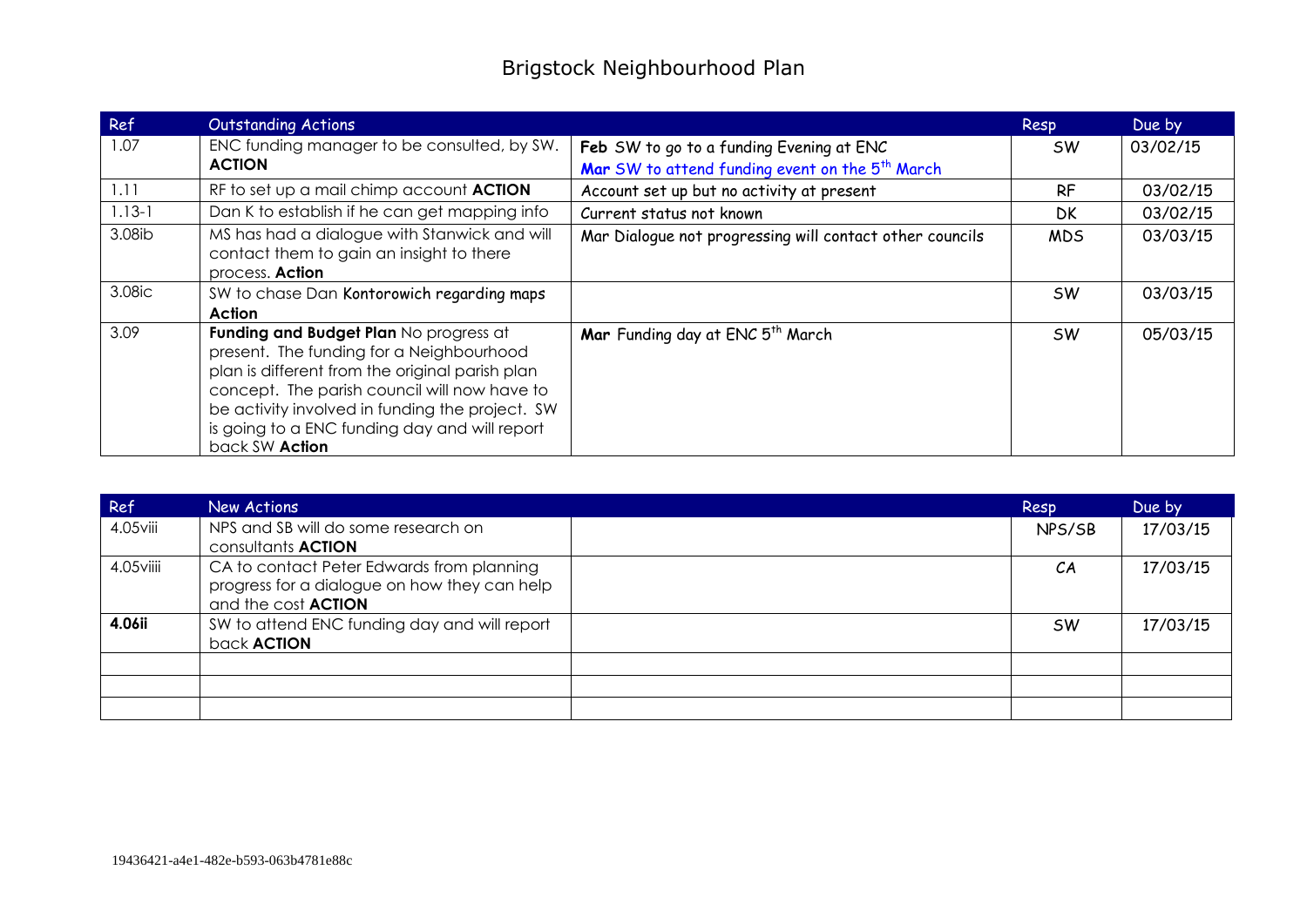# Brigstock Neighbourhood Plan

| Ref | Outstanding Actions | | Resp | Due by |
|---|---|---|---|---|
| 1.07 | ENC funding manager to be consulted, by SW. **ACTION** | **Feb** SW to go to a funding Evening at ENC<br>**Mar** SW to attend funding event on the 5th March | SW | 03/02/15 |
| 1.11 | RF to set up a mail chimp account **ACTION** | Account set up but no activity at present | RF | 03/02/15 |
| 1.13-1 | Dan K to establish if he can get mapping info | Current status not known | DK | 03/02/15 |
| 3.08ib | MS has had a dialogue with Stanwick and will contact them to gain an insight to there process. **Action** | Mar Dialogue not progressing will contact other councils | MDS | 03/03/15 |
| 3.08ic | SW to chase Dan Kontorowich regarding maps **Action** | | SW | 03/03/15 |
| 3.09 | **Funding and Budget Plan** No progress at present. The funding for a Neighbourhood plan is different from the original parish plan concept. The parish council will now have to be activity involved in funding the project. SW is going to a ENC funding day and will report back SW **Action** | **Mar** Funding day at ENC 5th March | SW | 05/03/15 |

| Ref | New Actions | | Resp | Due by |
|---|---|---|---|---|
| 4.05viii | NPS and SB will do some research on consultants **ACTION** | | NPS/SB | 17/03/15 |
| 4.05viiii | CA to contact Peter Edwards from planning progress for a dialogue on how they can help and the cost **ACTION** | | CA | 17/03/15 |
| **4.06ii** | SW to attend ENC funding day and will report back **ACTION** | | SW | 17/03/15 |
| | | | | |
| | | | | |
| | | | | |

19436421-a4e1-482e-b593-063b4781e88c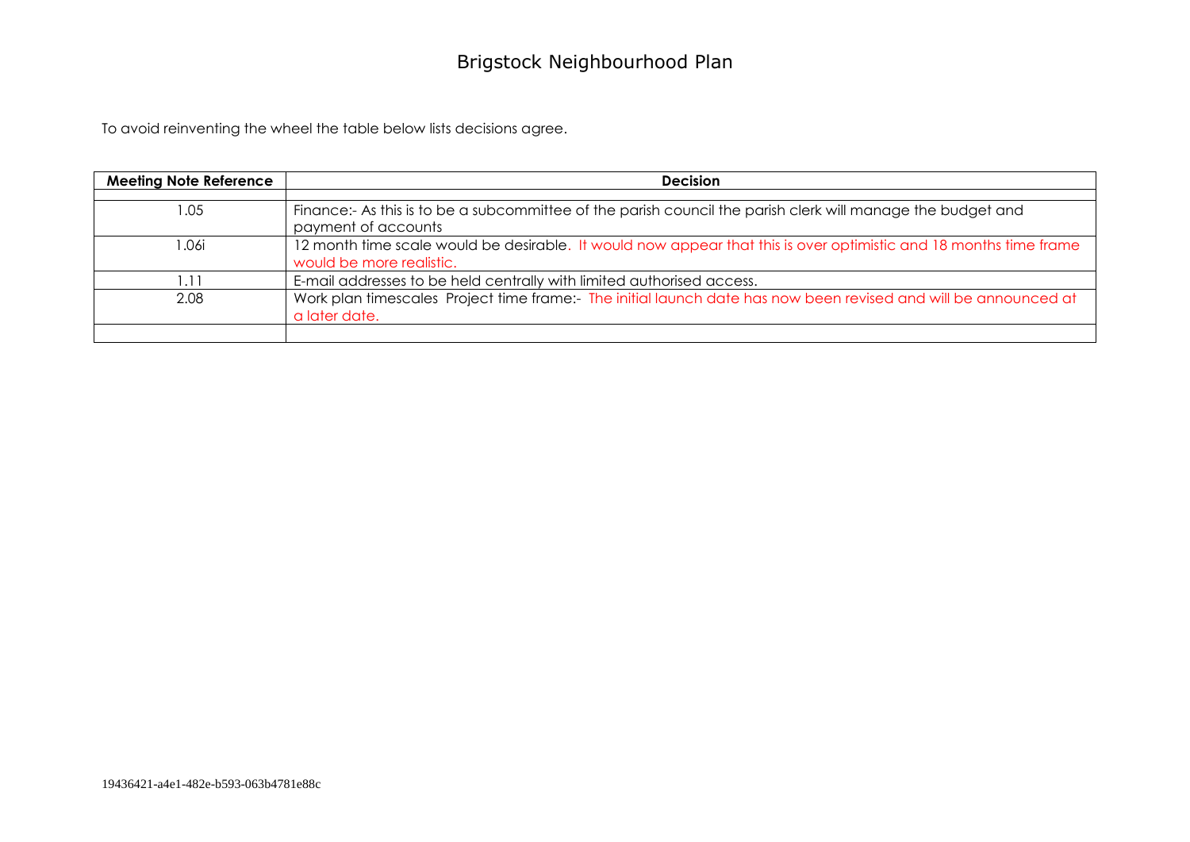# Brigstock Neighbourhood Plan

To avoid reinventing the wheel the table below lists decisions agree.

| Meeting Note Reference | Decision |
|---|---|
| | |
| 1.05 | Finance:- As this is to be a subcommittee of the parish council the parish clerk will manage the budget and payment of accounts |
| 1.06i | 12 month time scale would be desirable. It would now appear that this is over optimistic and 18 months time frame would be more realistic. |
| 1.11 | E-mail addresses to be held centrally with limited authorised access. |
| 2.08 | Work plan timescales Project time frame:- The initial launch date has now been revised and will be announced at a later date. |
| | |

19436421-a4e1-482e-b593-063b4781e88c